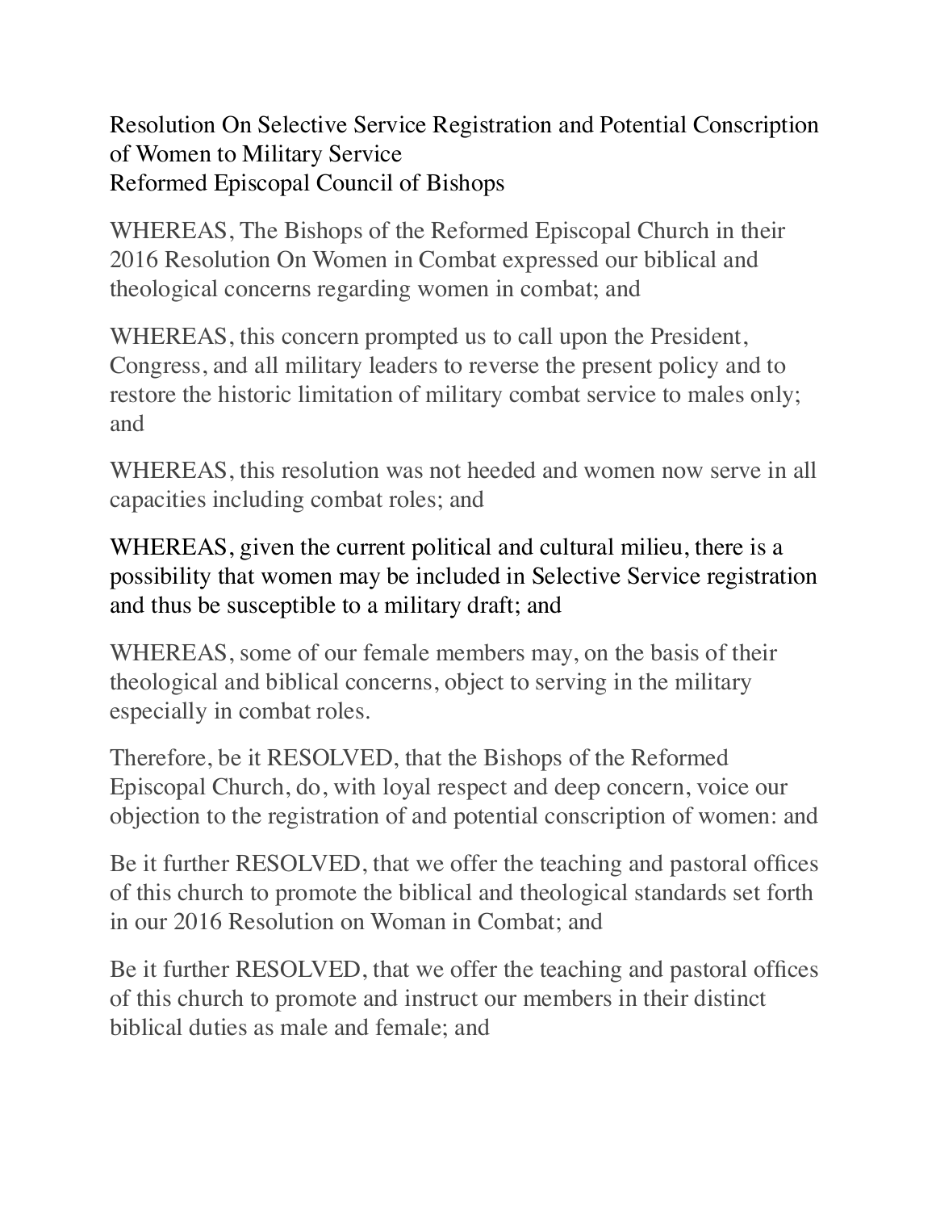# Resolution On Selective Service Registration and Potential Conscription of Women to Military Service

Reformed Episcopal Council of Bishops

WHEREAS, The Bishops of the Reformed Episcopal Church in their 2016 Resolution On Women in Combat expressed our biblical and theological concerns regarding women in combat; and

WHEREAS, this concern prompted us to call upon the President, Congress, and all military leaders to reverse the present policy and to restore the historic limitation of military combat service to males only; and

WHEREAS, this resolution was not heeded and women now serve in all capacities including combat roles; and

WHEREAS, given the current political and cultural milieu, there is a possibility that women may be included in Selective Service registration and thus be susceptible to a military draft; and

WHEREAS, some of our female members may, on the basis of their theological and biblical concerns, object to serving in the military especially in combat roles.

Therefore, be it RESOLVED, that the Bishops of the Reformed Episcopal Church, do, with loyal respect and deep concern, voice our objection to the registration of and potential conscription of women: and

Be it further RESOLVED, that we offer the teaching and pastoral offices of this church to promote the biblical and theological standards set forth in our 2016 Resolution on Woman in Combat; and

Be it further RESOLVED, that we offer the teaching and pastoral offices of this church to promote and instruct our members in their distinct biblical duties as male and female; and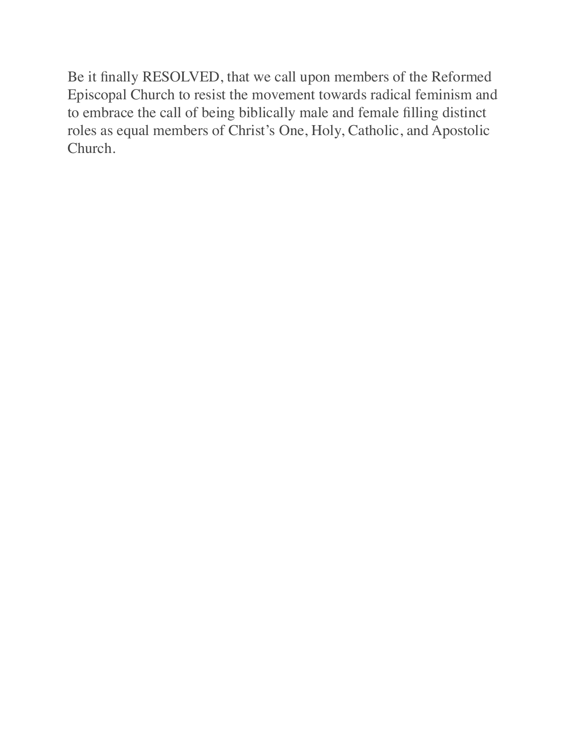Be it finally RESOLVED, that we call upon members of the Reformed Episcopal Church to resist the movement towards radical feminism and to embrace the call of being biblically male and female filling distinct roles as equal members of Christ's One, Holy, Catholic, and Apostolic Church.